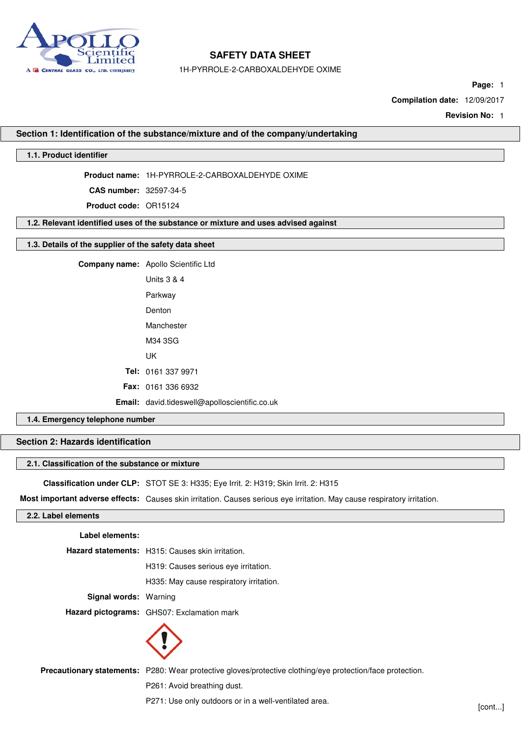# SAFETY DATA SHEET

1H-PYRROLE-2-CARBOXALDEHYDE OXIME

**Page:** 1

**Compilation date:** 12/09/2017

**Revision No:** 1

## Section 1: Identification of the substance/mixture and of the company/undertaking

### 1.1. Product identifier

**Product name:** 1H-PYRROLE-2-CARBOXALDEHYDE OXIME

**CAS number:** 32597-34-5

**Product code:** OR15124

### 1.2. Relevant identified uses of the substance or mixture and uses advised against

### 1.3. Details of the supplier of the safety data sheet

**Company name:** Apollo Scientific Ltd

Units 3 & 4

Parkway

Denton

Manchester

M34 3SG

UK

**Tel:** 0161 337 9971

**Fax:** 0161 336 6932

**Email:** david.tideswell@apolloscientific.co.uk

### 1.4. Emergency telephone number

## Section 2: Hazards identification

### 2.1. Classification of the substance or mixture

**Classification under CLP:** STOT SE 3: H335; Eye Irrit. 2: H319; Skin Irrit. 2: H315

**Most important adverse effects:** Causes skin irritation. Causes serious eye irritation. May cause respiratory irritation.

### 2.2. Label elements

**Label elements:**

**Hazard statements:** H315: Causes skin irritation.

H319: Causes serious eye irritation.

H335: May cause respiratory irritation.

**Signal words:** Warning

**Hazard pictograms:** GHS07: Exclamation mark

**Precautionary statements:** P280: Wear protective gloves/protective clothing/eye protection/face protection.

P261: Avoid breathing dust.

P271: Use only outdoors or in a well-ventilated area.

[cont...]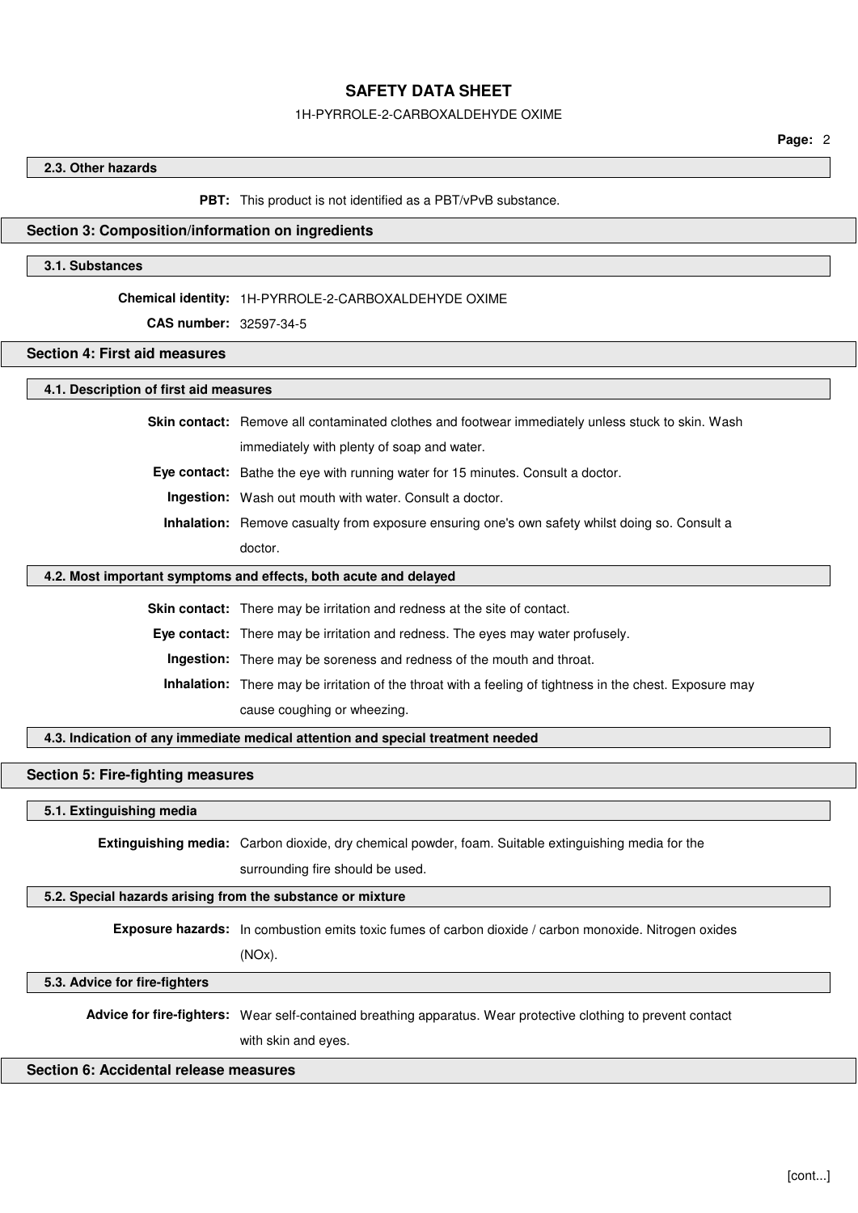### 2.3. Other hazards

**PBT:** This product is not identified as a PBT/vPvB substance.

## Section 3: Composition/information on ingredients

### 3.1. Substances

**Chemical identity:** 1H-PYRROLE-2-CARBOXALDEHYDE OXIME

**CAS number:** 32597-34-5

## Section 4: First aid measures

### 4.1. Description of first aid measures

**Skin contact:** Remove all contaminated clothes and footwear immediately unless stuck to skin. Wash immediately with plenty of soap and water.

**Eye contact:** Bathe the eye with running water for 15 minutes. Consult a doctor.

**Ingestion:** Wash out mouth with water. Consult a doctor.

**Inhalation:** Remove casualty from exposure ensuring one's own safety whilst doing so. Consult a doctor.

### 4.2. Most important symptoms and effects, both acute and delayed

**Skin contact:** There may be irritation and redness at the site of contact.

**Eye contact:** There may be irritation and redness. The eyes may water profusely.

**Ingestion:** There may be soreness and redness of the mouth and throat.

**Inhalation:** There may be irritation of the throat with a feeling of tightness in the chest. Exposure may cause coughing or wheezing.

### 4.3. Indication of any immediate medical attention and special treatment needed

## Section 5: Fire-fighting measures

### 5.1. Extinguishing media

**Extinguishing media:** Carbon dioxide, dry chemical powder, foam. Suitable extinguishing media for the surrounding fire should be used.

### 5.2. Special hazards arising from the substance or mixture

**Exposure hazards:** In combustion emits toxic fumes of carbon dioxide / carbon monoxide. Nitrogen oxides (NOx).

### 5.3. Advice for fire-fighters

**Advice for fire-fighters:** Wear self-contained breathing apparatus. Wear protective clothing to prevent contact with skin and eyes.

## Section 6: Accidental release measures

[cont...]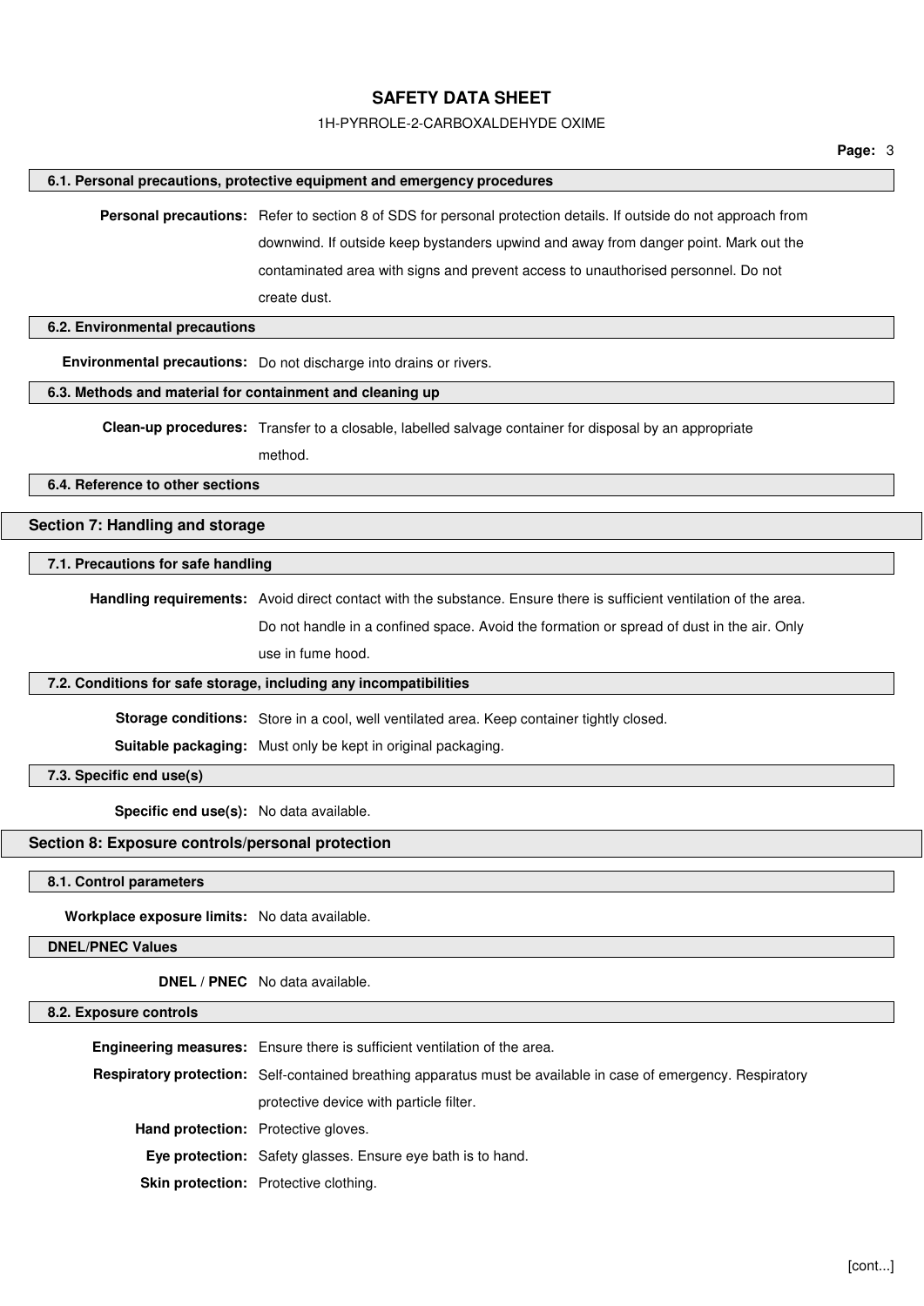### 6.1. Personal precautions, protective equipment and emergency procedures

**Personal precautions:** Refer to section 8 of SDS for personal protection details. If outside do not approach from downwind. If outside keep bystanders upwind and away from danger point. Mark out the contaminated area with signs and prevent access to unauthorised personnel. Do not create dust.

### 6.2. Environmental precautions

**Environmental precautions:** Do not discharge into drains or rivers.

### 6.3. Methods and material for containment and cleaning up

**Clean-up procedures:** Transfer to a closable, labelled salvage container for disposal by an appropriate method.

### 6.4. Reference to other sections

## Section 7: Handling and storage

### 7.1. Precautions for safe handling

**Handling requirements:** Avoid direct contact with the substance. Ensure there is sufficient ventilation of the area. Do not handle in a confined space. Avoid the formation or spread of dust in the air. Only use in fume hood.

### 7.2. Conditions for safe storage, including any incompatibilities

**Storage conditions:** Store in a cool, well ventilated area. Keep container tightly closed.

**Suitable packaging:** Must only be kept in original packaging.

### 7.3. Specific end use(s)

**Specific end use(s):** No data available.

## Section 8: Exposure controls/personal protection

### 8.1. Control parameters

**Workplace exposure limits:** No data available.

### DNEL/PNEC Values

**DNEL / PNEC** No data available.

### 8.2. Exposure controls

**Engineering measures:** Ensure there is sufficient ventilation of the area.

**Respiratory protection:** Self-contained breathing apparatus must be available in case of emergency. Respiratory protective device with particle filter.

**Hand protection:** Protective gloves.

**Eye protection:** Safety glasses. Ensure eye bath is to hand.

**Skin protection:** Protective clothing.

[cont...]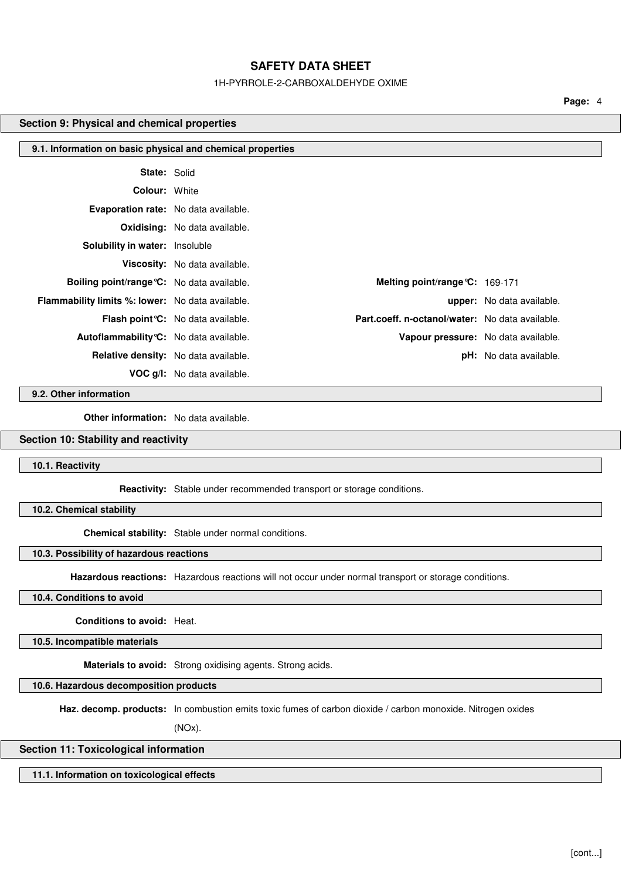## Section 9: Physical and chemical properties

### 9.1. Information on basic physical and chemical properties

**State:** Solid

**Colour:** White

**Evaporation rate:** No data available.

**Oxidising:** No data available.

**Solubility in water:** Insoluble

**Viscosity:** No data available.

| | | | |
|---|---|---|---|
| **Boiling point/range°C:** | No data available. | **Melting point/range°C:** | 169-171 |
| **Flammability limits %: lower:** | No data available. | **upper:** | No data available. |
| **Flash point°C:** | No data available. | **Part.coeff. n-octanol/water:** | No data available. |
| **Autoflammability°C:** | No data available. | **Vapour pressure:** | No data available. |
| **Relative density:** | No data available. | **pH:** | No data available. |
| **VOC g/l:** | No data available. | | |

### 9.2. Other information

**Other information:** No data available.

## Section 10: Stability and reactivity

### 10.1. Reactivity

**Reactivity:** Stable under recommended transport or storage conditions.

### 10.2. Chemical stability

**Chemical stability:** Stable under normal conditions.

### 10.3. Possibility of hazardous reactions

**Hazardous reactions:** Hazardous reactions will not occur under normal transport or storage conditions.

### 10.4. Conditions to avoid

**Conditions to avoid:** Heat.

### 10.5. Incompatible materials

**Materials to avoid:** Strong oxidising agents. Strong acids.

### 10.6. Hazardous decomposition products

**Haz. decomp. products:** In combustion emits toxic fumes of carbon dioxide / carbon monoxide. Nitrogen oxides (NOx).

## Section 11: Toxicological information

### 11.1. Information on toxicological effects

[cont...]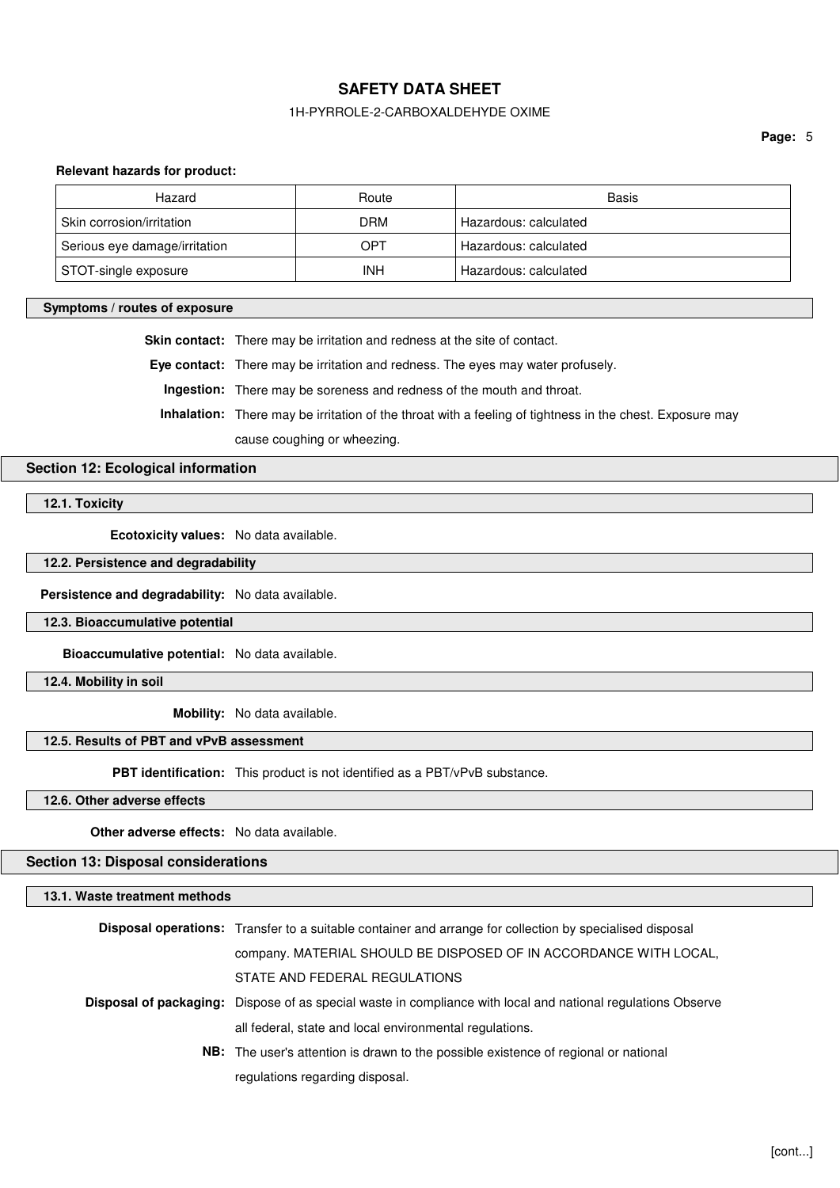**Relevant hazards for product:**

| Hazard | Route | Basis |
| --- | --- | --- |
| Skin corrosion/irritation | DRM | Hazardous: calculated |
| Serious eye damage/irritation | OPT | Hazardous: calculated |
| STOT-single exposure | INH | Hazardous: calculated |

### Symptoms / routes of exposure

**Skin contact:** There may be irritation and redness at the site of contact.

**Eye contact:** There may be irritation and redness. The eyes may water profusely.

**Ingestion:** There may be soreness and redness of the mouth and throat.

**Inhalation:** There may be irritation of the throat with a feeling of tightness in the chest. Exposure may cause coughing or wheezing.

## Section 12: Ecological information

### 12.1. Toxicity

**Ecotoxicity values:** No data available.

### 12.2. Persistence and degradability

**Persistence and degradability:** No data available.

### 12.3. Bioaccumulative potential

**Bioaccumulative potential:** No data available.

### 12.4. Mobility in soil

**Mobility:** No data available.

### 12.5. Results of PBT and vPvB assessment

**PBT identification:** This product is not identified as a PBT/vPvB substance.

### 12.6. Other adverse effects

**Other adverse effects:** No data available.

## Section 13: Disposal considerations

### 13.1. Waste treatment methods

**Disposal operations:** Transfer to a suitable container and arrange for collection by specialised disposal company. MATERIAL SHOULD BE DISPOSED OF IN ACCORDANCE WITH LOCAL, STATE AND FEDERAL REGULATIONS

**Disposal of packaging:** Dispose of as special waste in compliance with local and national regulations Observe all federal, state and local environmental regulations.

**NB:** The user's attention is drawn to the possible existence of regional or national regulations regarding disposal.

[cont...]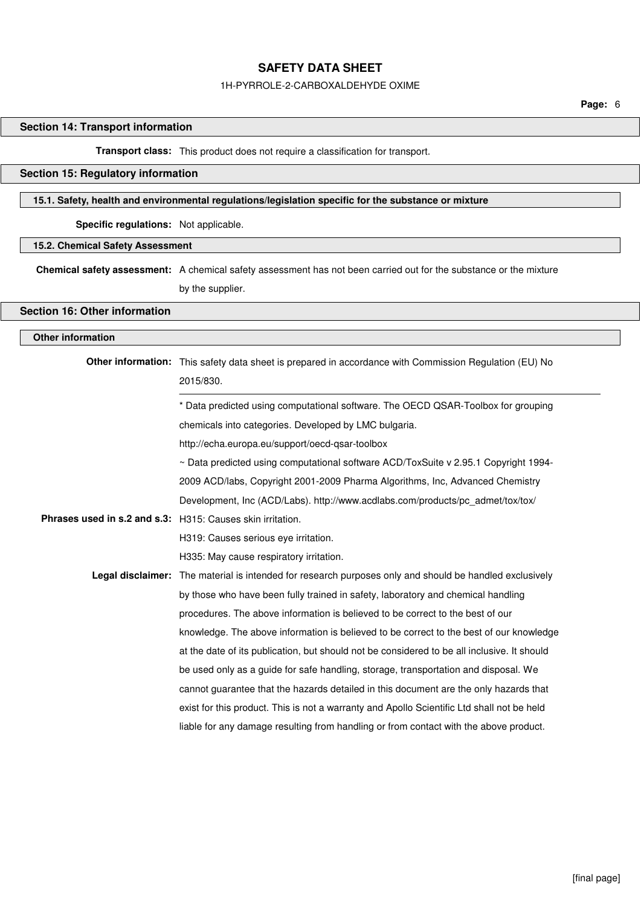## Section 14: Transport information

**Transport class:** This product does not require a classification for transport.

## Section 15: Regulatory information

### 15.1. Safety, health and environmental regulations/legislation specific for the substance or mixture

**Specific regulations:** Not applicable.

### 15.2. Chemical Safety Assessment

**Chemical safety assessment:** A chemical safety assessment has not been carried out for the substance or the mixture by the supplier.

## Section 16: Other information

### Other information

**Other information:** This safety data sheet is prepared in accordance with Commission Regulation (EU) No 2015/830.

---

* Data predicted using computational software. The OECD QSAR-Toolbox for grouping chemicals into categories. Developed by LMC bulgaria. http://echa.europa.eu/support/oecd-qsar-toolbox

~ Data predicted using computational software ACD/ToxSuite v 2.95.1 Copyright 1994-2009 ACD/labs, Copyright 2001-2009 Pharma Algorithms, Inc, Advanced Chemistry Development, Inc (ACD/Labs). http://www.acdlabs.com/products/pc_admet/tox/tox/

**Phrases used in s.2 and s.3:** H315: Causes skin irritation.

H319: Causes serious eye irritation.

H335: May cause respiratory irritation.

**Legal disclaimer:** The material is intended for research purposes only and should be handled exclusively by those who have been fully trained in safety, laboratory and chemical handling procedures. The above information is believed to be correct to the best of our knowledge. The above information is believed to be correct to the best of our knowledge at the date of its publication, but should not be considered to be all inclusive. It should be used only as a guide for safe handling, storage, transportation and disposal. We cannot guarantee that the hazards detailed in this document are the only hazards that exist for this product. This is not a warranty and Apollo Scientific Ltd shall not be held liable for any damage resulting from handling or from contact with the above product.